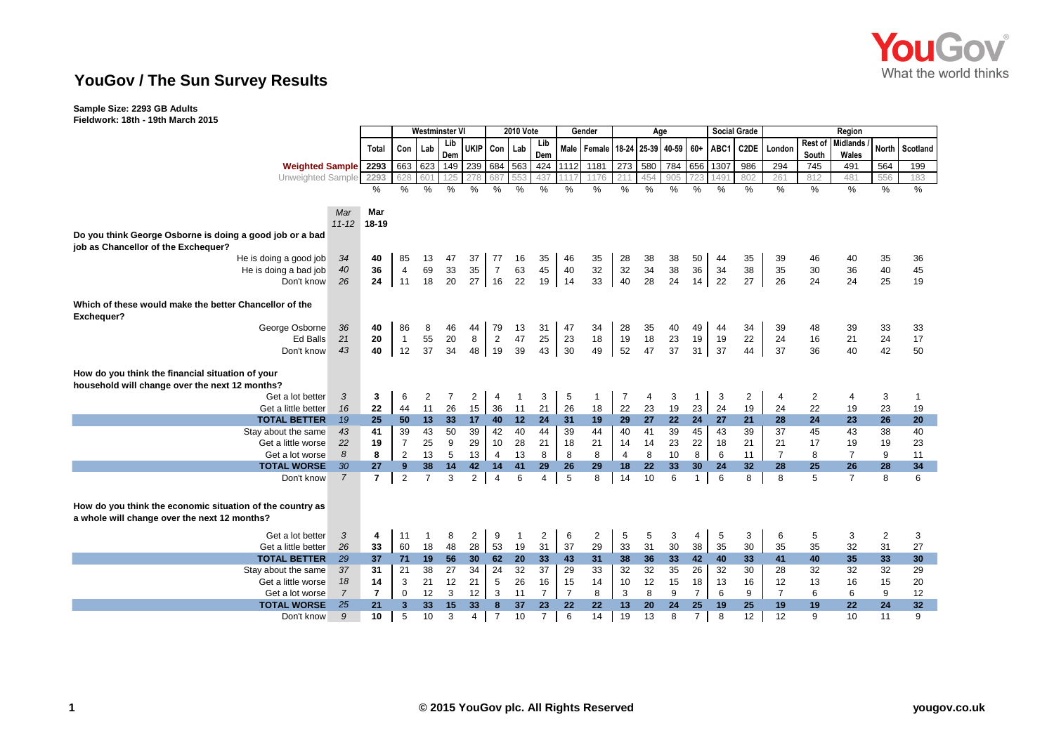# YouGov / The Sun Survey Results

**Sample Size: 2293 GB Adults**
**Fieldwork: 18th - 19th March 2015**

| | | | Westminster VI | | | | 2010 Vote | | | Gender | | Age | | | | Social Grade | | Region | | | | |
|---|---|---|---|---|---|---|---|---|---|---|---|---|---|---|---|---|---|---|---|---|---|---|
| | | Total | Con | Lab | Lib Dem | UKIP | Con | Lab | Lib Dem | Male | Female | 18-24 | 25-39 | 40-59 | 60+ | ABC1 | C2DE | London | Rest of South | Midlands / Wales | North | Scotland |
| **Weighted Sample** | | 2293 | 663 | 623 | 149 | 239 | 684 | 563 | 424 | 1112 | 1181 | 273 | 580 | 784 | 656 | 1307 | 986 | 294 | 745 | 491 | 564 | 199 |
| Unweighted Sample | | 2293 | 628 | 601 | 125 | 278 | 687 | 553 | 437 | 1117 | 1176 | 211 | 454 | 905 | 723 | 1491 | 802 | 261 | 812 | 481 | 556 | 183 |
| | | % | % | % | % | % | % | % | % | % | % | % | % | % | % | % | % | % | % | % | % | % |
| | *Mar 11-12* | **Mar 18-19** | | | | | | | | | | | | | | | | | | | | |
| **Do you think George Osborne is doing a good job or a bad job as Chancellor of the Exchequer?** | | | | | | | | | | | | | | | | | | | | | | |
| He is doing a good job | *34* | **40** | 85 | 13 | 47 | 37 | 77 | 16 | 35 | 46 | 35 | 28 | 38 | 38 | 50 | 44 | 35 | 39 | 46 | 40 | 35 | 36 |
| He is doing a bad job | *40* | **36** | 4 | 69 | 33 | 35 | 7 | 63 | 45 | 40 | 32 | 32 | 34 | 38 | 36 | 34 | 38 | 35 | 30 | 36 | 40 | 45 |
| Don't know | *26* | **24** | 11 | 18 | 20 | 27 | 16 | 22 | 19 | 14 | 33 | 40 | 28 | 24 | 14 | 22 | 27 | 26 | 24 | 24 | 25 | 19 |
| **Which of these would make the better Chancellor of the Exchequer?** | | | | | | | | | | | | | | | | | | | | | | |
| George Osborne | *36* | **40** | 86 | 8 | 46 | 44 | 79 | 13 | 31 | 47 | 34 | 28 | 35 | 40 | 49 | 44 | 34 | 39 | 48 | 39 | 33 | 33 |
| Ed Balls | *21* | **20** | 1 | 55 | 20 | 8 | 2 | 47 | 25 | 23 | 18 | 19 | 18 | 23 | 19 | 19 | 22 | 24 | 16 | 21 | 24 | 17 |
| Don't know | *43* | **40** | 12 | 37 | 34 | 48 | 19 | 39 | 43 | 30 | 49 | 52 | 47 | 37 | 31 | 37 | 44 | 37 | 36 | 40 | 42 | 50 |
| **How do you think the financial situation of your household will change over the next 12 months?** | | | | | | | | | | | | | | | | | | | | | | |
| Get a lot better | *3* | **3** | 6 | 2 | 7 | 2 | 4 | 1 | 3 | 5 | 1 | 7 | 4 | 3 | 1 | 3 | 2 | 4 | 2 | 4 | 3 | 1 |
| Get a little better | *16* | **22** | 44 | 11 | 26 | 15 | 36 | 11 | 21 | 26 | 18 | 22 | 23 | 19 | 23 | 24 | 19 | 24 | 22 | 19 | 23 | 19 |
| **TOTAL BETTER** | *19* | **25** | **50** | **13** | **33** | **17** | **40** | **12** | **24** | **31** | **19** | **29** | **27** | **22** | **24** | **27** | **21** | **28** | **24** | **23** | **26** | **20** |
| Stay about the same | *43* | **41** | 39 | 43 | 50 | 39 | 42 | 40 | 44 | 39 | 44 | 40 | 41 | 39 | 45 | 43 | 39 | 37 | 45 | 43 | 38 | 40 |
| Get a little worse | *22* | **19** | 7 | 25 | 9 | 29 | 10 | 28 | 21 | 18 | 21 | 14 | 14 | 23 | 22 | 18 | 21 | 21 | 17 | 19 | 19 | 23 |
| Get a lot worse | *8* | **8** | 2 | 13 | 5 | 13 | 4 | 13 | 8 | 8 | 8 | 4 | 8 | 10 | 8 | 6 | 11 | 7 | 8 | 7 | 9 | 11 |
| **TOTAL WORSE** | *30* | **27** | **9** | **38** | **14** | **42** | **14** | **41** | **29** | **26** | **29** | **18** | **22** | **33** | **30** | **24** | **32** | **28** | **25** | **26** | **28** | **34** |
| Don't know | *7* | **7** | 2 | 7 | 3 | 2 | 4 | 6 | 4 | 5 | 8 | 14 | 10 | 6 | 1 | 6 | 8 | 8 | 5 | 7 | 8 | 6 |
| **How do you think the economic situation of the country as a whole will change over the next 12 months?** | | | | | | | | | | | | | | | | | | | | | | |
| Get a lot better | *3* | **4** | 11 | 1 | 8 | 2 | 9 | 1 | 2 | 6 | 2 | 5 | 5 | 3 | 4 | 5 | 3 | 6 | 5 | 3 | 2 | 3 |
| Get a little better | *26* | **33** | 60 | 18 | 48 | 28 | 53 | 19 | 31 | 37 | 29 | 33 | 31 | 30 | 38 | 35 | 30 | 35 | 35 | 32 | 31 | 27 |
| **TOTAL BETTER** | *29* | **37** | **71** | **19** | **56** | **30** | **62** | **20** | **33** | **43** | **31** | **38** | **36** | **33** | **42** | **40** | **33** | **41** | **40** | **35** | **33** | **30** |
| Stay about the same | *37* | **31** | 21 | 38 | 27 | 34 | 24 | 32 | 37 | 29 | 33 | 32 | 32 | 35 | 26 | 32 | 30 | 28 | 32 | 32 | 32 | 29 |
| Get a little worse | *18* | **14** | 3 | 21 | 12 | 21 | 5 | 26 | 16 | 15 | 14 | 10 | 12 | 15 | 18 | 13 | 16 | 12 | 13 | 16 | 15 | 20 |
| Get a lot worse | *7* | **7** | 0 | 12 | 3 | 12 | 3 | 11 | 7 | 7 | 8 | 3 | 8 | 9 | 7 | 6 | 9 | 7 | 6 | 6 | 9 | 12 |
| **TOTAL WORSE** | *25* | **21** | **3** | **33** | **15** | **33** | **8** | **37** | **23** | **22** | **22** | **13** | **20** | **24** | **25** | **19** | **25** | **19** | **19** | **22** | **24** | **32** |
| Don't know | *9* | **10** | 5 | 10 | 3 | 4 | 7 | 10 | 7 | 6 | 14 | 19 | 13 | 8 | 7 | 8 | 12 | 12 | 9 | 10 | 11 | 9 |

© 2015 YouGov plc. All Rights Reserved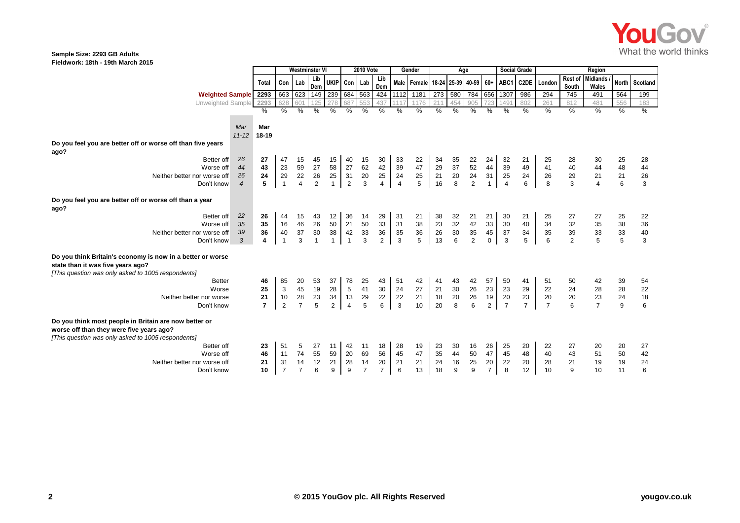**Sample Size: 2293 GB Adults**
**Fieldwork: 18th - 19th March 2015**

| | Mar 11-12 | Mar 18-19 | Westminster VI | | | | 2010 Vote | | | Gender | | Age | | | | Social Grade | | Region | | | | |
|---|---|---|---|---|---|---|---|---|---|---|---|---|---|---|---|---|---|---|---|---|---|---|
| | | Total | Con | Lab | Lib Dem | UKIP | Con | Lab | Lib Dem | Male | Female | 18-24 | 25-39 | 40-59 | 60+ | ABC1 | C2DE | London | Rest of South | Midlands / Wales | North | Scotland |
| **Weighted Sample** | | 2293 | 663 | 623 | 149 | 239 | 684 | 563 | 424 | 1112 | 1181 | 273 | 580 | 784 | 656 | 1307 | 986 | 294 | 745 | 491 | 564 | 199 |
| Unweighted Sample | | 2293 | 628 | 601 | 125 | 278 | 687 | 553 | 437 | 1117 | 1176 | 211 | 454 | 905 | 723 | 1491 | 802 | 261 | 812 | 481 | 556 | 183 |
| | | % | % | % | % | % | % | % | % | % | % | % | % | % | % | % | % | % | % | % | % | % |
| **Do you feel you are better off or worse off than five years ago?** | | | | | | | | | | | | | | | | | | | | | | |
| Better off | 26 | 27 | 47 | 15 | 45 | 15 | 40 | 15 | 30 | 33 | 22 | 34 | 35 | 22 | 24 | 32 | 21 | 25 | 28 | 30 | 25 | 28 |
| Worse off | 44 | 43 | 23 | 59 | 27 | 58 | 27 | 62 | 42 | 39 | 47 | 29 | 37 | 52 | 44 | 39 | 49 | 41 | 40 | 44 | 48 | 44 |
| Neither better nor worse off | 26 | 24 | 29 | 22 | 26 | 25 | 31 | 20 | 25 | 24 | 25 | 21 | 20 | 24 | 31 | 25 | 24 | 26 | 29 | 21 | 21 | 26 |
| Don't know | 4 | 5 | 1 | 4 | 2 | 1 | 2 | 3 | 4 | 4 | 5 | 16 | 8 | 2 | 1 | 4 | 6 | 8 | 3 | 4 | 6 | 3 |
| **Do you feel you are better off or worse off than a year ago?** | | | | | | | | | | | | | | | | | | | | | | |
| Better off | 22 | 26 | 44 | 15 | 43 | 12 | 36 | 14 | 29 | 31 | 21 | 38 | 32 | 21 | 21 | 30 | 21 | 25 | 27 | 27 | 25 | 22 |
| Worse off | 35 | 35 | 16 | 46 | 26 | 50 | 21 | 50 | 33 | 31 | 38 | 23 | 32 | 42 | 33 | 30 | 40 | 34 | 32 | 35 | 38 | 36 |
| Neither better nor worse off | 39 | 36 | 40 | 37 | 30 | 38 | 42 | 33 | 36 | 35 | 36 | 26 | 30 | 35 | 45 | 37 | 34 | 35 | 39 | 33 | 33 | 40 |
| Don't know | 3 | 4 | 1 | 3 | 1 | 1 | 1 | 3 | 2 | 3 | 5 | 13 | 6 | 2 | 0 | 3 | 5 | 6 | 2 | 5 | 5 | 3 |
| **Do you think Britain's economy is now in a better or worse state than it was five years ago?** *[This question was only asked to 1005 respondents]* | | | | | | | | | | | | | | | | | | | | | | |
| Better | | 46 | 85 | 20 | 53 | 37 | 78 | 25 | 43 | 51 | 42 | 41 | 43 | 42 | 57 | 50 | 41 | 51 | 50 | 42 | 39 | 54 |
| Worse | | 25 | 3 | 45 | 19 | 28 | 5 | 41 | 30 | 24 | 27 | 21 | 30 | 26 | 23 | 23 | 29 | 22 | 24 | 28 | 28 | 22 |
| Neither better nor worse | | 21 | 10 | 28 | 23 | 34 | 13 | 29 | 22 | 22 | 21 | 18 | 20 | 26 | 19 | 20 | 23 | 20 | 20 | 23 | 24 | 18 |
| Don't know | | 7 | 2 | 7 | 5 | 2 | 4 | 5 | 6 | 3 | 10 | 20 | 8 | 6 | 2 | 7 | 7 | 7 | 6 | 7 | 9 | 6 |
| **Do you think most people in Britain are now better or worse off than they were five years ago?** *[This question was only asked to 1005 respondents]* | | | | | | | | | | | | | | | | | | | | | | |
| Better off | | 23 | 51 | 5 | 27 | 11 | 42 | 11 | 18 | 28 | 19 | 23 | 30 | 16 | 26 | 25 | 20 | 22 | 27 | 20 | 20 | 27 |
| Worse off | | 46 | 11 | 74 | 55 | 59 | 20 | 69 | 56 | 45 | 47 | 35 | 44 | 50 | 47 | 45 | 48 | 40 | 43 | 51 | 50 | 42 |
| Neither better nor worse off | | 21 | 31 | 14 | 12 | 21 | 28 | 14 | 20 | 21 | 21 | 24 | 16 | 25 | 20 | 22 | 20 | 28 | 21 | 19 | 19 | 24 |
| Don't know | | 10 | 7 | 7 | 6 | 9 | 9 | 7 | 7 | 6 | 13 | 18 | 9 | 9 | 7 | 8 | 12 | 10 | 9 | 10 | 11 | 6 |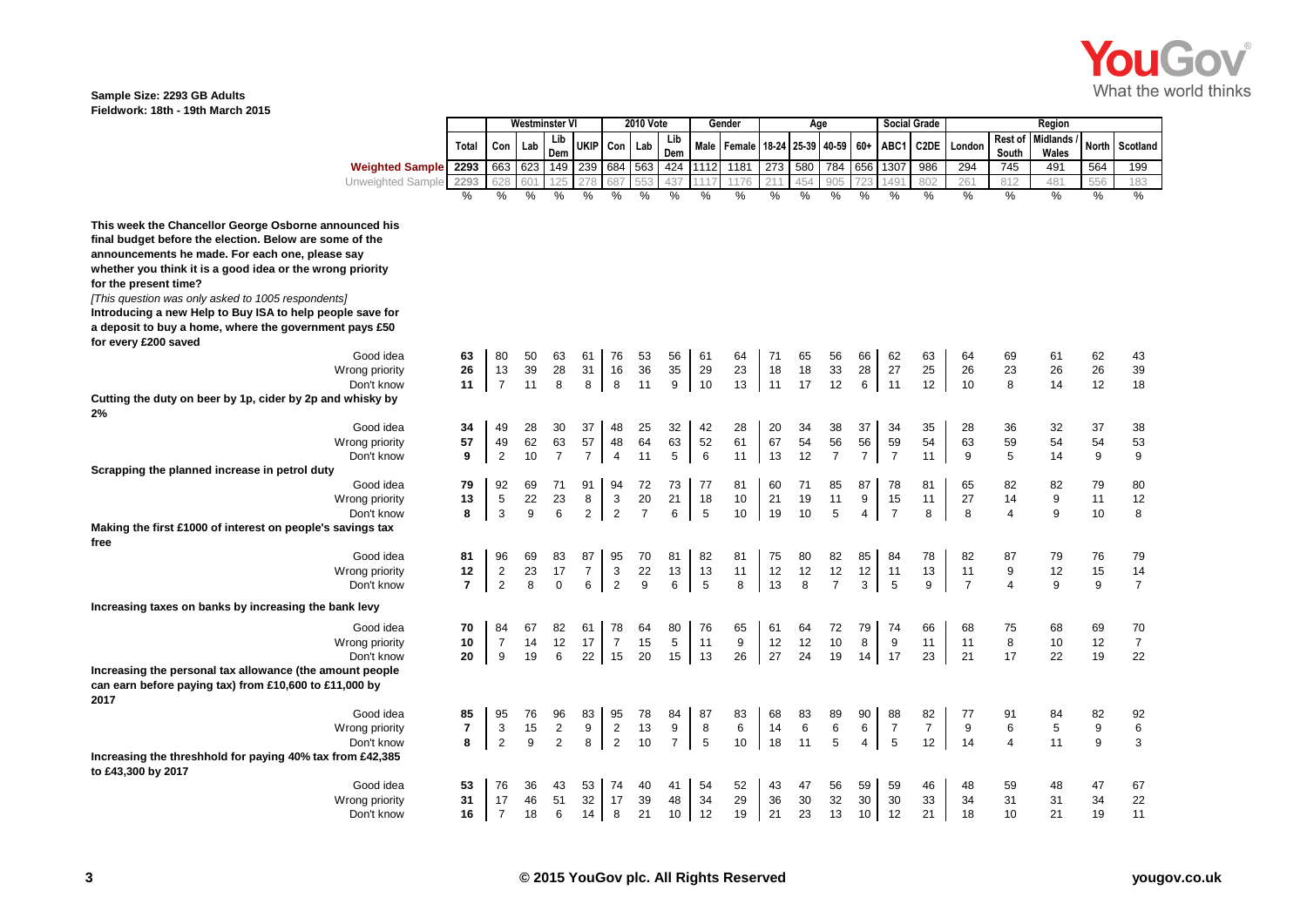**Sample Size: 2293 GB Adults**
**Fieldwork: 18th - 19th March 2015**

| | Total | Westminster VI | | | | 2010 Vote | | | Gender | | Age | | | | Social Grade | | Region | | | | |
|---|---|---|---|---|---|---|---|---|---|---|---|---|---|---|---|---|---|---|---|---|---|
| | | Con | Lab | Lib Dem | UKIP | Con | Lab | Lib Dem | Male | Female | 18-24 | 25-39 | 40-59 | 60+ | ABC1 | C2DE | London | Rest of South | Midlands / Wales | North | Scotland |
| **Weighted Sample** | 2293 | 663 | 623 | 149 | 239 | 684 | 563 | 424 | 1112 | 1181 | 273 | 580 | 784 | 656 | 1307 | 986 | 294 | 745 | 491 | 564 | 199 |
| Unweighted Sample | 2293 | 628 | 601 | 125 | 278 | 687 | 553 | 437 | 1117 | 1176 | 211 | 454 | 905 | 723 | 1491 | 802 | 261 | 812 | 481 | 556 | 183 |
| | % | % | % | % | % | % | % | % | % | % | % | % | % | % | % | % | % | % | % | % | % |
| **This week the Chancellor George Osborne announced his final budget before the election. Below are some of the announcements he made. For each one, please say whether you think it is a good idea or the wrong priority for the present time?** *[This question was only asked to 1005 respondents]* | | | | | | | | | | | | | | | | | | | | | |
| **Introducing a new Help to Buy ISA to help people save for a deposit to buy a home, where the government pays £50 for every £200 saved** | | | | | | | | | | | | | | | | | | | | | |
| Good idea | 63 | 80 | 50 | 63 | 61 | 76 | 53 | 56 | 61 | 64 | 71 | 65 | 56 | 66 | 62 | 63 | 64 | 69 | 61 | 62 | 43 |
| Wrong priority | 26 | 13 | 39 | 28 | 31 | 16 | 36 | 35 | 29 | 23 | 18 | 18 | 33 | 28 | 27 | 25 | 26 | 23 | 26 | 26 | 39 |
| Don't know | 11 | 7 | 11 | 8 | 8 | 8 | 11 | 9 | 10 | 13 | 11 | 17 | 12 | 6 | 11 | 12 | 10 | 8 | 14 | 12 | 18 |
| **Cutting the duty on beer by 1p, cider by 2p and whisky by 2%** | | | | | | | | | | | | | | | | | | | | | |
| Good idea | 34 | 49 | 28 | 30 | 37 | 48 | 25 | 32 | 42 | 28 | 20 | 34 | 38 | 37 | 34 | 35 | 28 | 36 | 32 | 37 | 38 |
| Wrong priority | 57 | 49 | 62 | 63 | 57 | 48 | 64 | 63 | 52 | 61 | 67 | 54 | 56 | 56 | 59 | 54 | 63 | 59 | 54 | 54 | 53 |
| Don't know | 9 | 2 | 10 | 7 | 7 | 4 | 11 | 5 | 6 | 11 | 13 | 12 | 7 | 7 | 7 | 11 | 9 | 5 | 14 | 9 | 9 |
| **Scrapping the planned increase in petrol duty** | | | | | | | | | | | | | | | | | | | | | |
| Good idea | 79 | 92 | 69 | 71 | 91 | 94 | 72 | 73 | 77 | 81 | 60 | 71 | 85 | 87 | 78 | 81 | 65 | 82 | 82 | 79 | 80 |
| Wrong priority | 13 | 5 | 22 | 23 | 8 | 3 | 20 | 21 | 18 | 10 | 21 | 19 | 11 | 9 | 15 | 11 | 27 | 14 | 9 | 11 | 12 |
| Don't know | 8 | 3 | 9 | 6 | 2 | 2 | 7 | 6 | 5 | 10 | 19 | 10 | 5 | 4 | 7 | 8 | 8 | 4 | 9 | 10 | 8 |
| **Making the first £1000 of interest on people's savings tax free** | | | | | | | | | | | | | | | | | | | | | |
| Good idea | 81 | 96 | 69 | 83 | 87 | 95 | 70 | 81 | 82 | 81 | 75 | 80 | 82 | 85 | 84 | 78 | 82 | 87 | 79 | 76 | 79 |
| Wrong priority | 12 | 2 | 23 | 17 | 7 | 3 | 22 | 13 | 13 | 11 | 12 | 12 | 12 | 12 | 11 | 13 | 11 | 9 | 12 | 15 | 14 |
| Don't know | 7 | 2 | 8 | 0 | 6 | 2 | 9 | 6 | 5 | 8 | 13 | 8 | 7 | 3 | 5 | 9 | 7 | 4 | 9 | 9 | 7 |
| **Increasing taxes on banks by increasing the bank levy** | | | | | | | | | | | | | | | | | | | | | |
| Good idea | 70 | 84 | 67 | 82 | 61 | 78 | 64 | 80 | 76 | 65 | 61 | 64 | 72 | 79 | 74 | 66 | 68 | 75 | 68 | 69 | 70 |
| Wrong priority | 10 | 7 | 14 | 12 | 17 | 7 | 15 | 5 | 11 | 9 | 12 | 12 | 10 | 8 | 9 | 11 | 11 | 8 | 10 | 12 | 7 |
| Don't know | 20 | 9 | 19 | 6 | 22 | 15 | 20 | 15 | 13 | 26 | 27 | 24 | 19 | 14 | 17 | 23 | 21 | 17 | 22 | 19 | 22 |
| **Increasing the personal tax allowance (the amount people can earn before paying tax) from £10,600 to £11,000 by 2017** | | | | | | | | | | | | | | | | | | | | | |
| Good idea | 85 | 95 | 76 | 96 | 83 | 95 | 78 | 84 | 87 | 83 | 68 | 83 | 89 | 90 | 88 | 82 | 77 | 91 | 84 | 82 | 92 |
| Wrong priority | 7 | 3 | 15 | 2 | 9 | 2 | 13 | 9 | 8 | 6 | 14 | 6 | 6 | 6 | 7 | 7 | 9 | 6 | 5 | 9 | 6 |
| Don't know | 8 | 2 | 9 | 2 | 8 | 2 | 10 | 7 | 5 | 10 | 18 | 11 | 5 | 4 | 5 | 12 | 14 | 4 | 11 | 9 | 3 |
| **Increasing the threshhold for paying 40% tax from £42,385 to £43,300 by 2017** | | | | | | | | | | | | | | | | | | | | | |
| Good idea | 53 | 76 | 36 | 43 | 53 | 74 | 40 | 41 | 54 | 52 | 43 | 47 | 56 | 59 | 59 | 46 | 48 | 59 | 48 | 47 | 67 |
| Wrong priority | 31 | 17 | 46 | 51 | 32 | 17 | 39 | 48 | 34 | 29 | 36 | 30 | 32 | 30 | 30 | 33 | 34 | 31 | 31 | 34 | 22 |
| Don't know | 16 | 7 | 18 | 6 | 14 | 8 | 21 | 10 | 12 | 19 | 21 | 23 | 13 | 10 | 12 | 21 | 18 | 10 | 21 | 19 | 11 |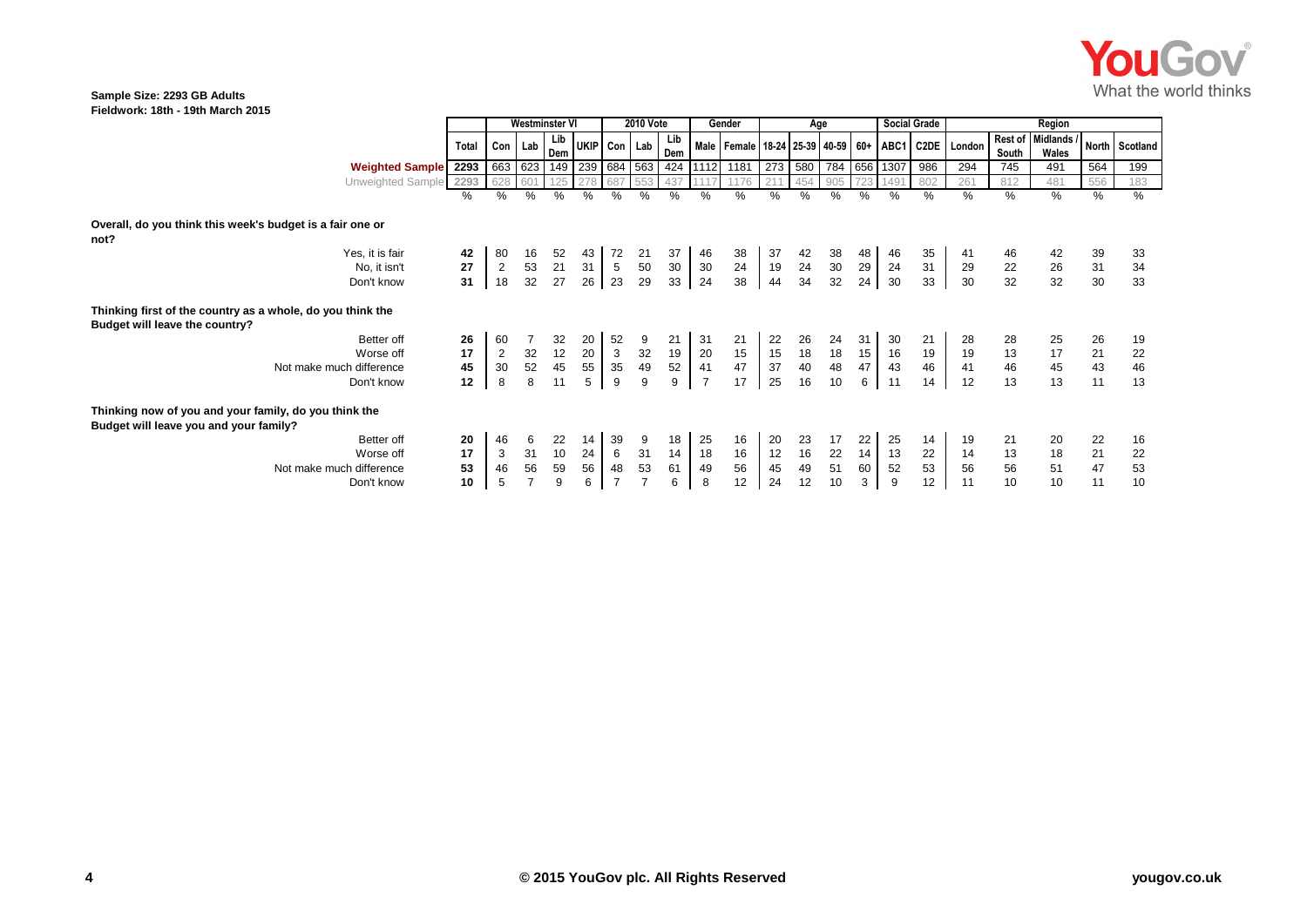Sample Size: 2293 GB Adults
Fieldwork: 18th - 19th March 2015

| | | Westminster VI | | | | 2010 Vote | | | Gender | | Age | | | | Social Grade | | Region | | | | |
|---|---|---|---|---|---|---|---|---|---|---|---|---|---|---|---|---|---|---|---|---|---|
| | Total | Con | Lab | Lib Dem | UKIP | Con | Lab | Lib Dem | Male | Female | 18-24 | 25-39 | 40-59 | 60+ | ABC1 | C2DE | London | Rest of South | Midlands / Wales | North | Scotland |
| **Weighted Sample** | 2293 | 663 | 623 | 149 | 239 | 684 | 563 | 424 | 1112 | 1181 | 273 | 580 | 784 | 656 | 1307 | 986 | 294 | 745 | 491 | 564 | 199 |
| Unweighted Sample | 2293 | 628 | 601 | 125 | 278 | 687 | 553 | 437 | 1117 | 1176 | 211 | 454 | 905 | 723 | 1491 | 802 | 261 | 812 | 481 | 556 | 183 |
| | % | % | % | % | % | % | % | % | % | % | % | % | % | % | % | % | % | % | % | % | % |
| **Overall, do you think this week's budget is a fair one or not?** | | | | | | | | | | | | | | | | | | | | | |
| Yes, it is fair | 42 | 80 | 16 | 52 | 43 | 72 | 21 | 37 | 46 | 38 | 37 | 42 | 38 | 48 | 46 | 35 | 41 | 46 | 42 | 39 | 33 |
| No, it isn't | 27 | 2 | 53 | 21 | 31 | 5 | 50 | 30 | 30 | 24 | 19 | 24 | 30 | 29 | 24 | 31 | 29 | 22 | 26 | 31 | 34 |
| Don't know | 31 | 18 | 32 | 27 | 26 | 23 | 29 | 33 | 24 | 38 | 44 | 34 | 32 | 24 | 30 | 33 | 30 | 32 | 32 | 30 | 33 |
| **Thinking first of the country as a whole, do you think the Budget will leave the country?** | | | | | | | | | | | | | | | | | | | | | |
| Better off | 26 | 60 | 7 | 32 | 20 | 52 | 9 | 21 | 31 | 21 | 22 | 26 | 24 | 31 | 30 | 21 | 28 | 28 | 25 | 26 | 19 |
| Worse off | 17 | 2 | 32 | 12 | 20 | 3 | 32 | 19 | 20 | 15 | 15 | 18 | 18 | 15 | 16 | 19 | 19 | 13 | 17 | 21 | 22 |
| Not make much difference | 45 | 30 | 52 | 45 | 55 | 35 | 49 | 52 | 41 | 47 | 37 | 40 | 48 | 47 | 43 | 46 | 41 | 46 | 45 | 43 | 46 |
| Don't know | 12 | 8 | 8 | 11 | 5 | 9 | 9 | 9 | 7 | 17 | 25 | 16 | 10 | 6 | 11 | 14 | 12 | 13 | 13 | 11 | 13 |
| **Thinking now of you and your family, do you think the Budget will leave you and your family?** | | | | | | | | | | | | | | | | | | | | | |
| Better off | 20 | 46 | 6 | 22 | 14 | 39 | 9 | 18 | 25 | 16 | 20 | 23 | 17 | 22 | 25 | 14 | 19 | 21 | 20 | 22 | 16 |
| Worse off | 17 | 3 | 31 | 10 | 24 | 6 | 31 | 14 | 18 | 16 | 12 | 16 | 22 | 14 | 13 | 22 | 14 | 13 | 18 | 21 | 22 |
| Not make much difference | 53 | 46 | 56 | 59 | 56 | 48 | 53 | 61 | 49 | 56 | 45 | 49 | 51 | 60 | 52 | 53 | 56 | 56 | 51 | 47 | 53 |
| Don't know | 10 | 5 | 7 | 9 | 6 | 7 | 7 | 6 | 8 | 12 | 24 | 12 | 10 | 3 | 9 | 12 | 11 | 10 | 10 | 11 | 10 |

© 2015 YouGov plc. All Rights Reserved